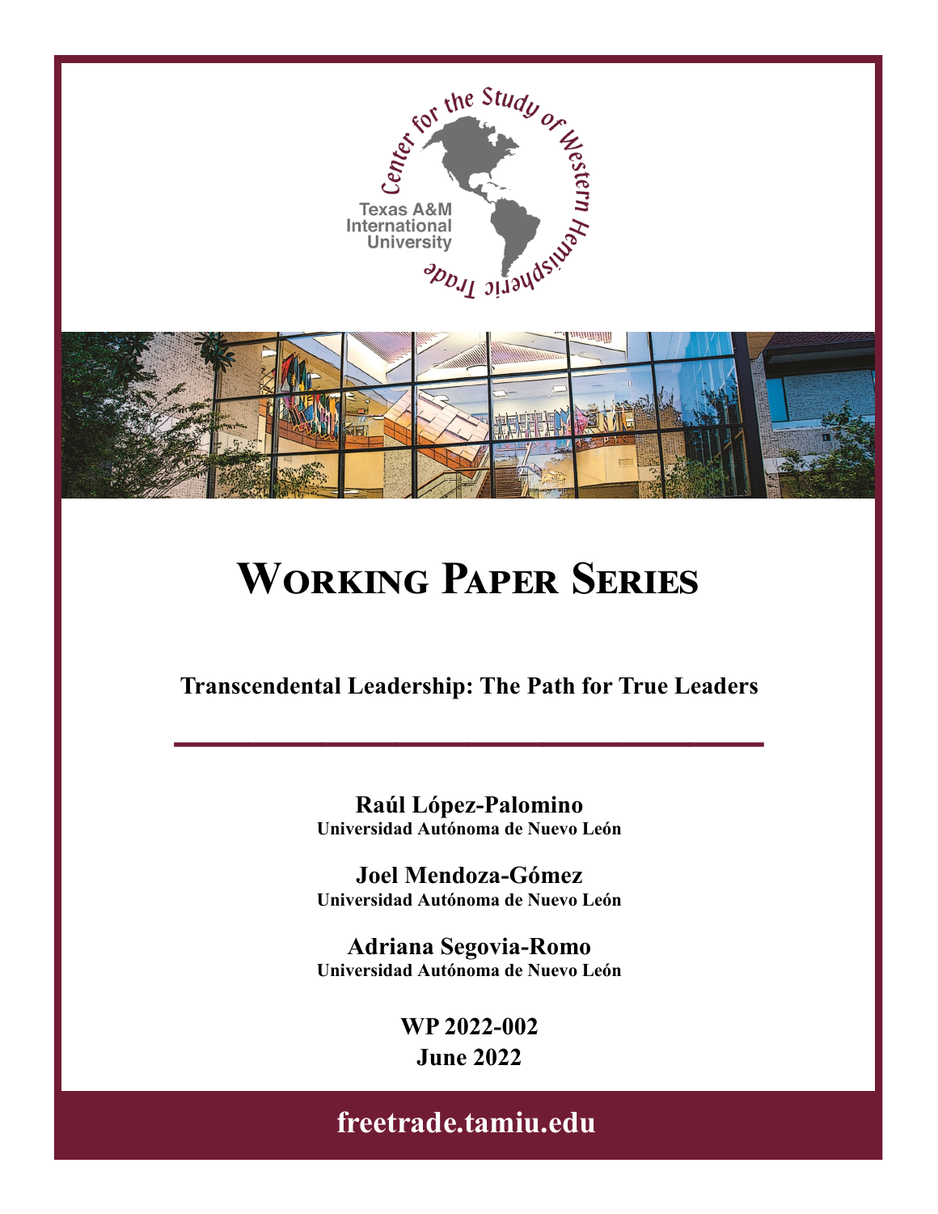Center for the Study of Western Hemispheric Trade

Texas A&M International University

# Working Paper Series

**Transcendental Leadership: The Path for True Leaders**

**Raúl López-Palomino**
**Universidad Autónoma de Nuevo León**

**Joel Mendoza-Gómez**
**Universidad Autónoma de Nuevo León**

**Adriana Segovia-Romo**
**Universidad Autónoma de Nuevo León**

**WP 2022-002**
**June 2022**

**freetrade.tamiu.edu**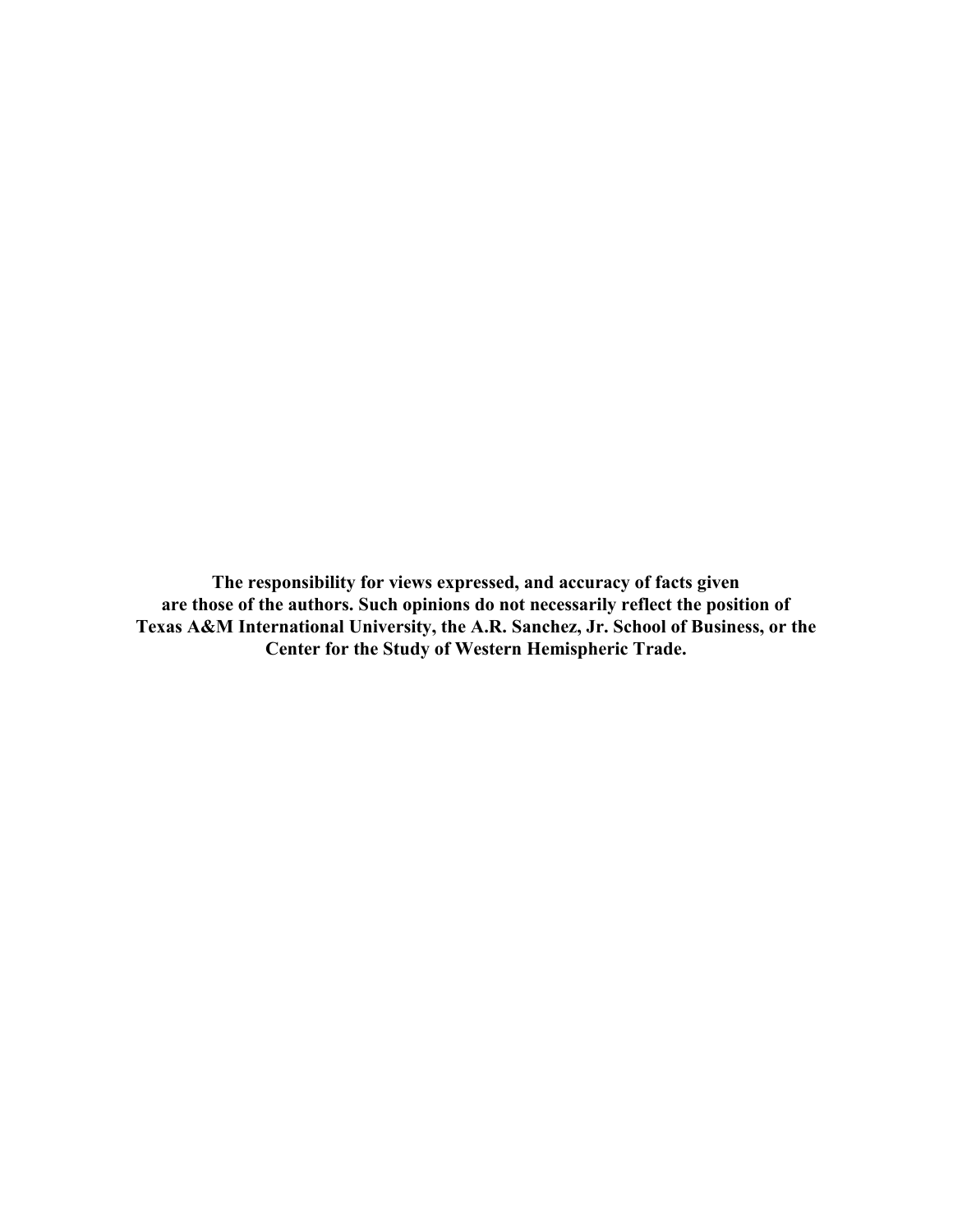**The responsibility for views expressed, and accuracy of facts given are those of the authors. Such opinions do not necessarily reflect the position of Texas A&M International University, the A.R. Sanchez, Jr. School of Business, or the Center for the Study of Western Hemispheric Trade.**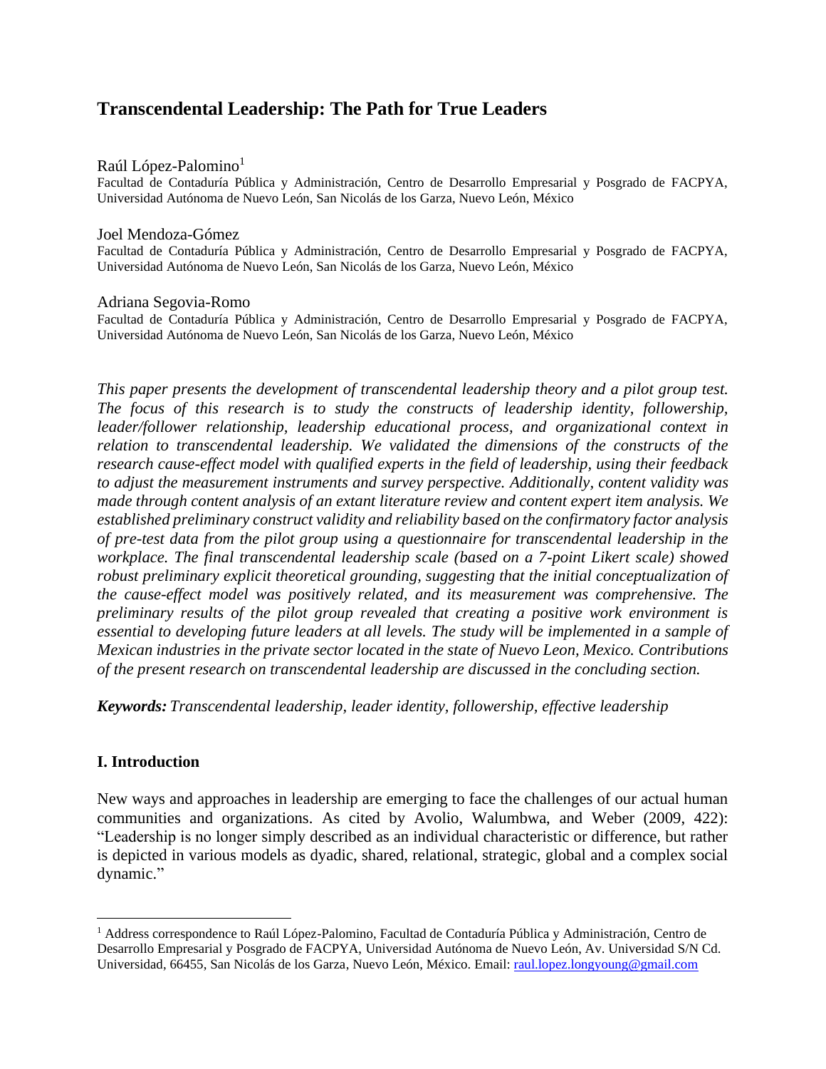# Transcendental Leadership: The Path for True Leaders

Raúl López-Palomino[1]
Facultad de Contaduría Pública y Administración, Centro de Desarrollo Empresarial y Posgrado de FACPYA, Universidad Autónoma de Nuevo León, San Nicolás de los Garza, Nuevo León, México

Joel Mendoza-Gómez
Facultad de Contaduría Pública y Administración, Centro de Desarrollo Empresarial y Posgrado de FACPYA, Universidad Autónoma de Nuevo León, San Nicolás de los Garza, Nuevo León, México

Adriana Segovia-Romo
Facultad de Contaduría Pública y Administración, Centro de Desarrollo Empresarial y Posgrado de FACPYA, Universidad Autónoma de Nuevo León, San Nicolás de los Garza, Nuevo León, México

*This paper presents the development of transcendental leadership theory and a pilot group test. The focus of this research is to study the constructs of leadership identity, followership, leader/follower relationship, leadership educational process, and organizational context in relation to transcendental leadership. We validated the dimensions of the constructs of the research cause-effect model with qualified experts in the field of leadership, using their feedback to adjust the measurement instruments and survey perspective. Additionally, content validity was made through content analysis of an extant literature review and content expert item analysis. We established preliminary construct validity and reliability based on the confirmatory factor analysis of pre-test data from the pilot group using a questionnaire for transcendental leadership in the workplace. The final transcendental leadership scale (based on a 7-point Likert scale) showed robust preliminary explicit theoretical grounding, suggesting that the initial conceptualization of the cause-effect model was positively related, and its measurement was comprehensive. The preliminary results of the pilot group revealed that creating a positive work environment is essential to developing future leaders at all levels. The study will be implemented in a sample of Mexican industries in the private sector located in the state of Nuevo Leon, Mexico. Contributions of the present research on transcendental leadership are discussed in the concluding section.*

***Keywords:*** *Transcendental leadership, leader identity, followership, effective leadership*

## I. Introduction

New ways and approaches in leadership are emerging to face the challenges of our actual human communities and organizations. As cited by Avolio, Walumbwa, and Weber (2009, 422): "Leadership is no longer simply described as an individual characteristic or difference, but rather is depicted in various models as dyadic, shared, relational, strategic, global and a complex social dynamic."

---

[1] Address correspondence to Raúl López-Palomino, Facultad de Contaduría Pública y Administración, Centro de Desarrollo Empresarial y Posgrado de FACPYA, Universidad Autónoma de Nuevo León, Av. Universidad S/N Cd. Universidad, 66455, San Nicolás de los Garza, Nuevo León, México. Email: raul.lopez.longyoung@gmail.com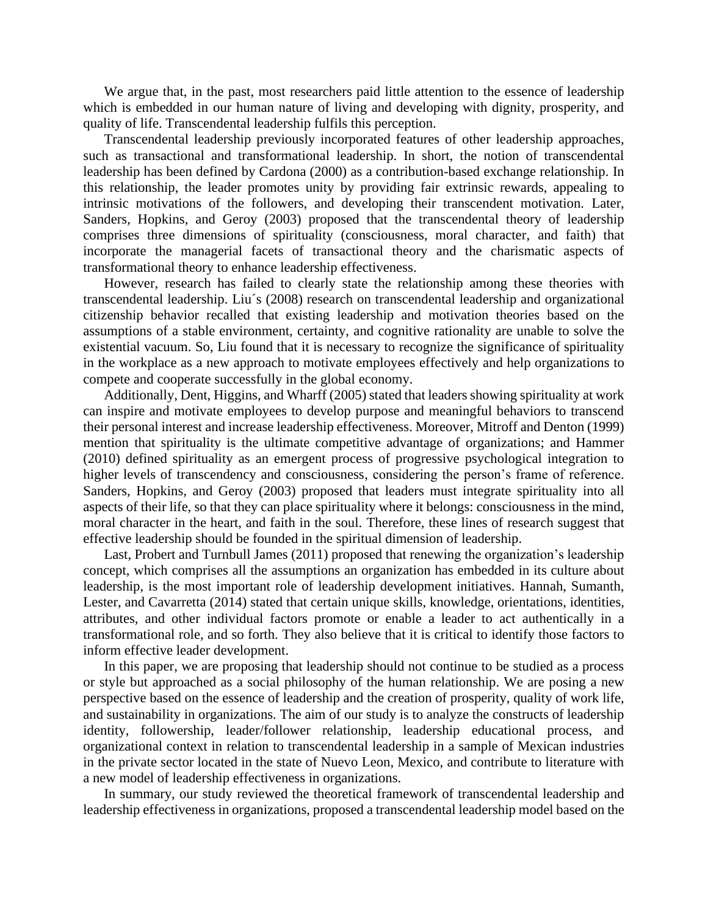We argue that, in the past, most researchers paid little attention to the essence of leadership which is embedded in our human nature of living and developing with dignity, prosperity, and quality of life. Transcendental leadership fulfils this perception.

Transcendental leadership previously incorporated features of other leadership approaches, such as transactional and transformational leadership. In short, the notion of transcendental leadership has been defined by Cardona (2000) as a contribution-based exchange relationship. In this relationship, the leader promotes unity by providing fair extrinsic rewards, appealing to intrinsic motivations of the followers, and developing their transcendent motivation. Later, Sanders, Hopkins, and Geroy (2003) proposed that the transcendental theory of leadership comprises three dimensions of spirituality (consciousness, moral character, and faith) that incorporate the managerial facets of transactional theory and the charismatic aspects of transformational theory to enhance leadership effectiveness.

However, research has failed to clearly state the relationship among these theories with transcendental leadership. Liu´s (2008) research on transcendental leadership and organizational citizenship behavior recalled that existing leadership and motivation theories based on the assumptions of a stable environment, certainty, and cognitive rationality are unable to solve the existential vacuum. So, Liu found that it is necessary to recognize the significance of spirituality in the workplace as a new approach to motivate employees effectively and help organizations to compete and cooperate successfully in the global economy.

Additionally, Dent, Higgins, and Wharff (2005) stated that leaders showing spirituality at work can inspire and motivate employees to develop purpose and meaningful behaviors to transcend their personal interest and increase leadership effectiveness. Moreover, Mitroff and Denton (1999) mention that spirituality is the ultimate competitive advantage of organizations; and Hammer (2010) defined spirituality as an emergent process of progressive psychological integration to higher levels of transcendency and consciousness, considering the person's frame of reference. Sanders, Hopkins, and Geroy (2003) proposed that leaders must integrate spirituality into all aspects of their life, so that they can place spirituality where it belongs: consciousness in the mind, moral character in the heart, and faith in the soul. Therefore, these lines of research suggest that effective leadership should be founded in the spiritual dimension of leadership.

Last, Probert and Turnbull James (2011) proposed that renewing the organization's leadership concept, which comprises all the assumptions an organization has embedded in its culture about leadership, is the most important role of leadership development initiatives. Hannah, Sumanth, Lester, and Cavarretta (2014) stated that certain unique skills, knowledge, orientations, identities, attributes, and other individual factors promote or enable a leader to act authentically in a transformational role, and so forth. They also believe that it is critical to identify those factors to inform effective leader development.

In this paper, we are proposing that leadership should not continue to be studied as a process or style but approached as a social philosophy of the human relationship. We are posing a new perspective based on the essence of leadership and the creation of prosperity, quality of work life, and sustainability in organizations. The aim of our study is to analyze the constructs of leadership identity, followership, leader/follower relationship, leadership educational process, and organizational context in relation to transcendental leadership in a sample of Mexican industries in the private sector located in the state of Nuevo Leon, Mexico, and contribute to literature with a new model of leadership effectiveness in organizations.

In summary, our study reviewed the theoretical framework of transcendental leadership and leadership effectiveness in organizations, proposed a transcendental leadership model based on the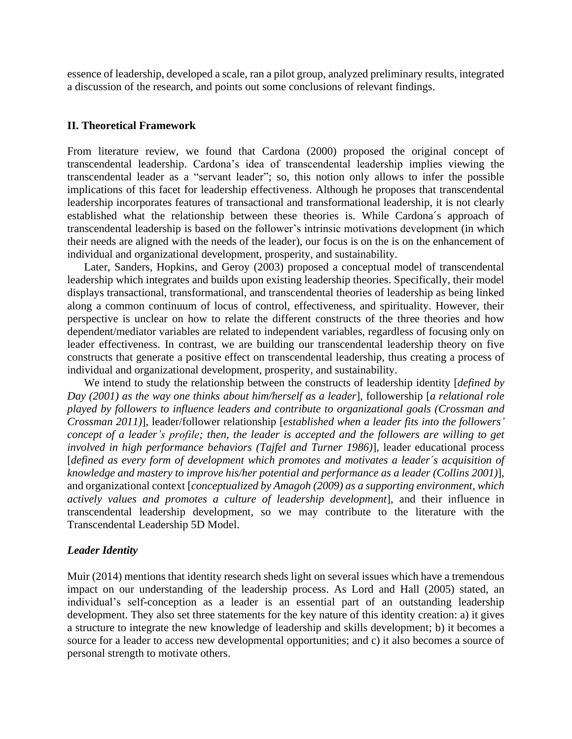essence of leadership, developed a scale, ran a pilot group, analyzed preliminary results, integrated a discussion of the research, and points out some conclusions of relevant findings.

## II. Theoretical Framework

From literature review, we found that Cardona (2000) proposed the original concept of transcendental leadership. Cardona's idea of transcendental leadership implies viewing the transcendental leader as a "servant leader"; so, this notion only allows to infer the possible implications of this facet for leadership effectiveness. Although he proposes that transcendental leadership incorporates features of transactional and transformational leadership, it is not clearly established what the relationship between these theories is. While Cardona´s approach of transcendental leadership is based on the follower's intrinsic motivations development (in which their needs are aligned with the needs of the leader), our focus is on the is on the enhancement of individual and organizational development, prosperity, and sustainability.

Later, Sanders, Hopkins, and Geroy (2003) proposed a conceptual model of transcendental leadership which integrates and builds upon existing leadership theories. Specifically, their model displays transactional, transformational, and transcendental theories of leadership as being linked along a common continuum of locus of control, effectiveness, and spirituality. However, their perspective is unclear on how to relate the different constructs of the three theories and how dependent/mediator variables are related to independent variables, regardless of focusing only on leader effectiveness. In contrast, we are building our transcendental leadership theory on five constructs that generate a positive effect on transcendental leadership, thus creating a process of individual and organizational development, prosperity, and sustainability.

We intend to study the relationship between the constructs of leadership identity [*defined by Day (2001) as the way one thinks about him/herself as a leader*], followership [*a relational role played by followers to influence leaders and contribute to organizational goals (Crossman and Crossman 2011)*], leader/follower relationship [*established when a leader fits into the followers' concept of a leader's profile; then, the leader is accepted and the followers are willing to get involved in high performance behaviors (Tajfel and Turner 1986)*], leader educational process [*defined as every form of development which promotes and motivates a leader´s acquisition of knowledge and mastery to improve his/her potential and performance as a leader (Collins 2001)*], and organizational context [*conceptualized by Amagoh (2009) as a supporting environment, which actively values and promotes a culture of leadership development*], and their influence in transcendental leadership development, so we may contribute to the literature with the Transcendental Leadership 5D Model.

### *Leader Identity*

Muir (2014) mentions that identity research sheds light on several issues which have a tremendous impact on our understanding of the leadership process. As Lord and Hall (2005) stated, an individual's self-conception as a leader is an essential part of an outstanding leadership development. They also set three statements for the key nature of this identity creation: a) it gives a structure to integrate the new knowledge of leadership and skills development; b) it becomes a source for a leader to access new developmental opportunities; and c) it also becomes a source of personal strength to motivate others.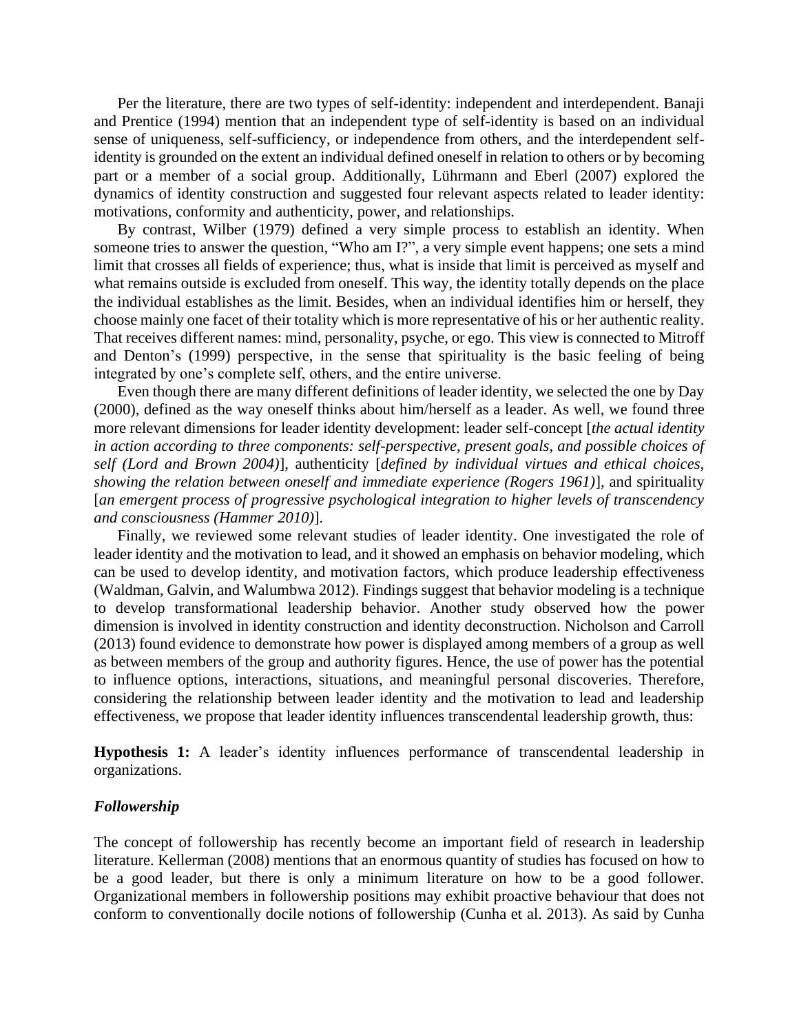Per the literature, there are two types of self-identity: independent and interdependent. Banaji and Prentice (1994) mention that an independent type of self-identity is based on an individual sense of uniqueness, self-sufficiency, or independence from others, and the interdependent self-identity is grounded on the extent an individual defined oneself in relation to others or by becoming part or a member of a social group. Additionally, Lührmann and Eberl (2007) explored the dynamics of identity construction and suggested four relevant aspects related to leader identity: motivations, conformity and authenticity, power, and relationships.

By contrast, Wilber (1979) defined a very simple process to establish an identity. When someone tries to answer the question, "Who am I?", a very simple event happens; one sets a mind limit that crosses all fields of experience; thus, what is inside that limit is perceived as myself and what remains outside is excluded from oneself. This way, the identity totally depends on the place the individual establishes as the limit. Besides, when an individual identifies him or herself, they choose mainly one facet of their totality which is more representative of his or her authentic reality. That receives different names: mind, personality, psyche, or ego. This view is connected to Mitroff and Denton's (1999) perspective, in the sense that spirituality is the basic feeling of being integrated by one's complete self, others, and the entire universe.

Even though there are many different definitions of leader identity, we selected the one by Day (2000), defined as the way oneself thinks about him/herself as a leader. As well, we found three more relevant dimensions for leader identity development: leader self-concept [*the actual identity in action according to three components: self-perspective, present goals, and possible choices of self (Lord and Brown 2004)*], authenticity [*defined by individual virtues and ethical choices, showing the relation between oneself and immediate experience (Rogers 1961)*], and spirituality [*an emergent process of progressive psychological integration to higher levels of transcendency and consciousness (Hammer 2010)*].

Finally, we reviewed some relevant studies of leader identity. One investigated the role of leader identity and the motivation to lead, and it showed an emphasis on behavior modeling, which can be used to develop identity, and motivation factors, which produce leadership effectiveness (Waldman, Galvin, and Walumbwa 2012). Findings suggest that behavior modeling is a technique to develop transformational leadership behavior. Another study observed how the power dimension is involved in identity construction and identity deconstruction. Nicholson and Carroll (2013) found evidence to demonstrate how power is displayed among members of a group as well as between members of the group and authority figures. Hence, the use of power has the potential to influence options, interactions, situations, and meaningful personal discoveries. Therefore, considering the relationship between leader identity and the motivation to lead and leadership effectiveness, we propose that leader identity influences transcendental leadership growth, thus:

**Hypothesis 1:** A leader's identity influences performance of transcendental leadership in organizations.

### *Followership*

The concept of followership has recently become an important field of research in leadership literature. Kellerman (2008) mentions that an enormous quantity of studies has focused on how to be a good leader, but there is only a minimum literature on how to be a good follower. Organizational members in followership positions may exhibit proactive behaviour that does not conform to conventionally docile notions of followership (Cunha et al. 2013). As said by Cunha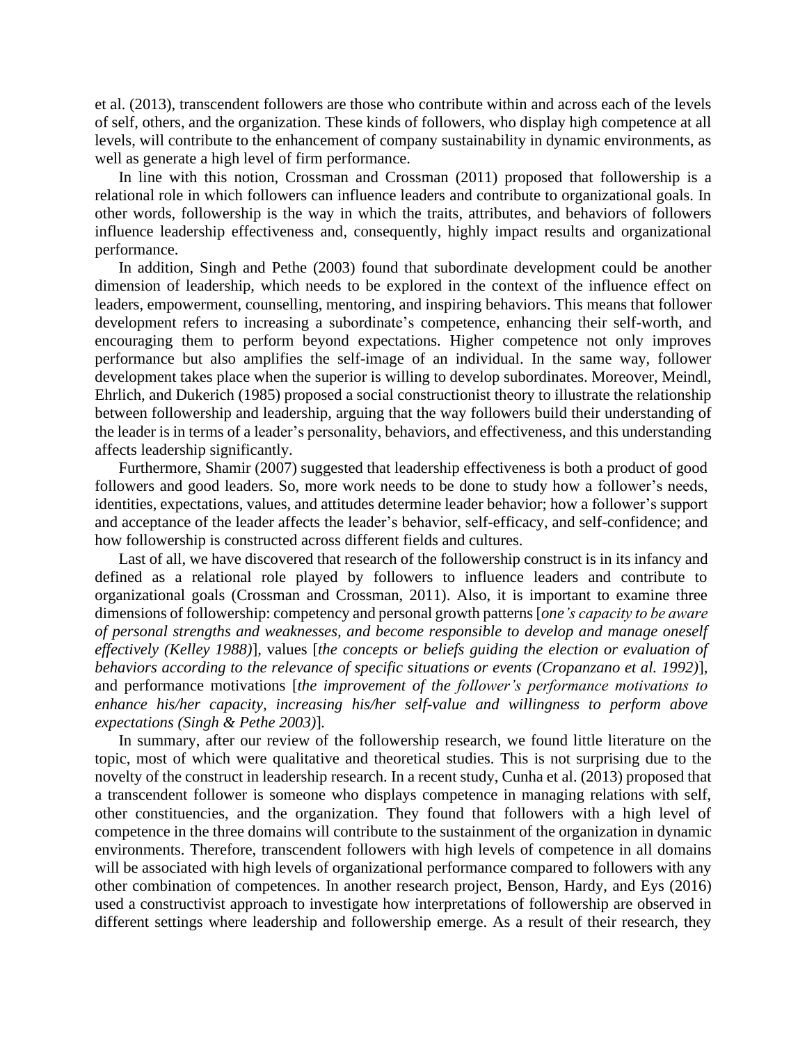et al. (2013), transcendent followers are those who contribute within and across each of the levels of self, others, and the organization. These kinds of followers, who display high competence at all levels, will contribute to the enhancement of company sustainability in dynamic environments, as well as generate a high level of firm performance.

In line with this notion, Crossman and Crossman (2011) proposed that followership is a relational role in which followers can influence leaders and contribute to organizational goals. In other words, followership is the way in which the traits, attributes, and behaviors of followers influence leadership effectiveness and, consequently, highly impact results and organizational performance.

In addition, Singh and Pethe (2003) found that subordinate development could be another dimension of leadership, which needs to be explored in the context of the influence effect on leaders, empowerment, counselling, mentoring, and inspiring behaviors. This means that follower development refers to increasing a subordinate's competence, enhancing their self-worth, and encouraging them to perform beyond expectations. Higher competence not only improves performance but also amplifies the self-image of an individual. In the same way, follower development takes place when the superior is willing to develop subordinates. Moreover, Meindl, Ehrlich, and Dukerich (1985) proposed a social constructionist theory to illustrate the relationship between followership and leadership, arguing that the way followers build their understanding of the leader is in terms of a leader's personality, behaviors, and effectiveness, and this understanding affects leadership significantly.

Furthermore, Shamir (2007) suggested that leadership effectiveness is both a product of good followers and good leaders. So, more work needs to be done to study how a follower's needs, identities, expectations, values, and attitudes determine leader behavior; how a follower's support and acceptance of the leader affects the leader's behavior, self-efficacy, and self-confidence; and how followership is constructed across different fields and cultures.

Last of all, we have discovered that research of the followership construct is in its infancy and defined as a relational role played by followers to influence leaders and contribute to organizational goals (Crossman and Crossman, 2011). Also, it is important to examine three dimensions of followership: competency and personal growth patterns [*one's capacity to be aware of personal strengths and weaknesses, and become responsible to develop and manage oneself effectively (Kelley 1988)*], values [*the concepts or beliefs guiding the election or evaluation of behaviors according to the relevance of specific situations or events (Cropanzano et al. 1992)*], and performance motivations [*the improvement of the follower's performance motivations to enhance his/her capacity, increasing his/her self-value and willingness to perform above expectations (Singh & Pethe 2003)*].

In summary, after our review of the followership research, we found little literature on the topic, most of which were qualitative and theoretical studies. This is not surprising due to the novelty of the construct in leadership research. In a recent study, Cunha et al. (2013) proposed that a transcendent follower is someone who displays competence in managing relations with self, other constituencies, and the organization. They found that followers with a high level of competence in the three domains will contribute to the sustainment of the organization in dynamic environments. Therefore, transcendent followers with high levels of competence in all domains will be associated with high levels of organizational performance compared to followers with any other combination of competences. In another research project, Benson, Hardy, and Eys (2016) used a constructivist approach to investigate how interpretations of followership are observed in different settings where leadership and followership emerge. As a result of their research, they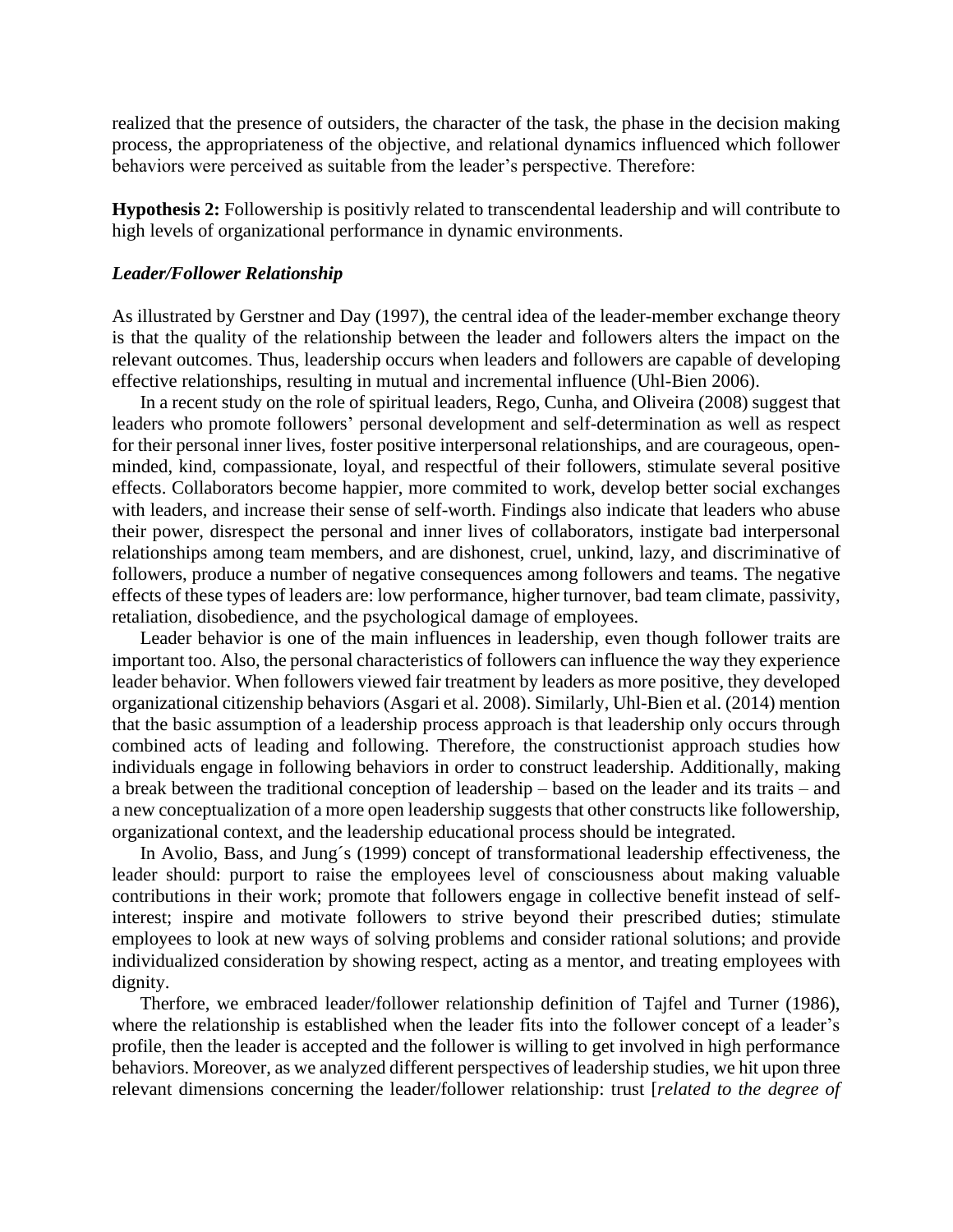realized that the presence of outsiders, the character of the task, the phase in the decision making process, the appropriateness of the objective, and relational dynamics influenced which follower behaviors were perceived as suitable from the leader's perspective. Therefore:

**Hypothesis 2:** Followership is positivly related to transcendental leadership and will contribute to high levels of organizational performance in dynamic environments.

### *Leader/Follower Relationship*

As illustrated by Gerstner and Day (1997), the central idea of the leader-member exchange theory is that the quality of the relationship between the leader and followers alters the impact on the relevant outcomes. Thus, leadership occurs when leaders and followers are capable of developing effective relationships, resulting in mutual and incremental influence (Uhl-Bien 2006).

In a recent study on the role of spiritual leaders, Rego, Cunha, and Oliveira (2008) suggest that leaders who promote followers' personal development and self-determination as well as respect for their personal inner lives, foster positive interpersonal relationships, and are courageous, open-minded, kind, compassionate, loyal, and respectful of their followers, stimulate several positive effects. Collaborators become happier, more commited to work, develop better social exchanges with leaders, and increase their sense of self-worth. Findings also indicate that leaders who abuse their power, disrespect the personal and inner lives of collaborators, instigate bad interpersonal relationships among team members, and are dishonest, cruel, unkind, lazy, and discriminative of followers, produce a number of negative consequences among followers and teams. The negative effects of these types of leaders are: low performance, higher turnover, bad team climate, passivity, retaliation, disobedience, and the psychological damage of employees.

Leader behavior is one of the main influences in leadership, even though follower traits are important too. Also, the personal characteristics of followers can influence the way they experience leader behavior. When followers viewed fair treatment by leaders as more positive, they developed organizational citizenship behaviors (Asgari et al. 2008). Similarly, Uhl-Bien et al. (2014) mention that the basic assumption of a leadership process approach is that leadership only occurs through combined acts of leading and following. Therefore, the constructionist approach studies how individuals engage in following behaviors in order to construct leadership. Additionally, making a break between the traditional conception of leadership – based on the leader and its traits – and a new conceptualization of a more open leadership suggests that other constructs like followership, organizational context, and the leadership educational process should be integrated.

In Avolio, Bass, and Jung´s (1999) concept of transformational leadership effectiveness, the leader should: purport to raise the employees level of consciousness about making valuable contributions in their work; promote that followers engage in collective benefit instead of self-interest; inspire and motivate followers to strive beyond their prescribed duties; stimulate employees to look at new ways of solving problems and consider rational solutions; and provide individualized consideration by showing respect, acting as a mentor, and treating employees with dignity.

Therfore, we embraced leader/follower relationship definition of Tajfel and Turner (1986), where the relationship is established when the leader fits into the follower concept of a leader's profile, then the leader is accepted and the follower is willing to get involved in high performance behaviors. Moreover, as we analyzed different perspectives of leadership studies, we hit upon three relevant dimensions concerning the leader/follower relationship: trust [*related to the degree of*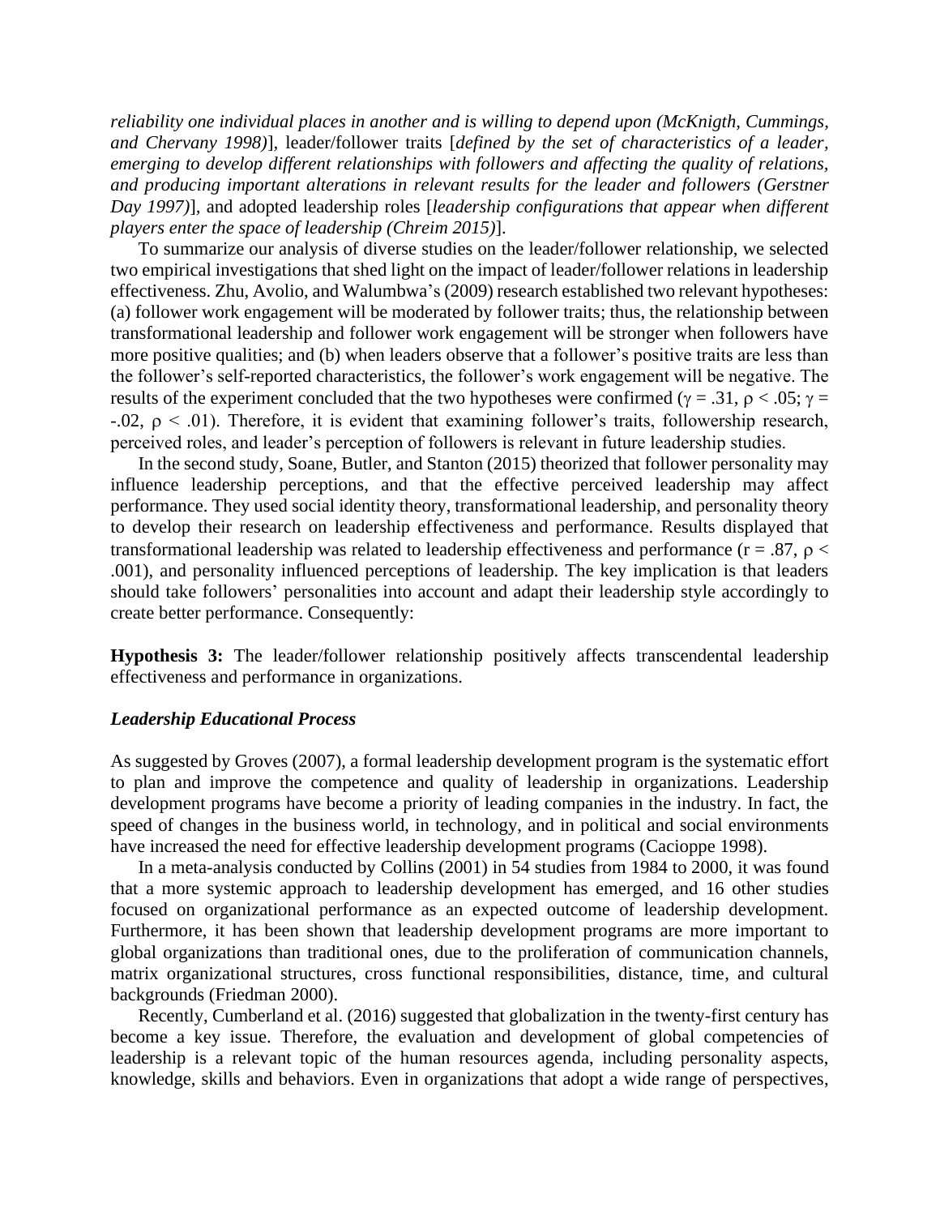*reliability one individual places in another and is willing to depend upon (McKnigth, Cummings, and Chervany 1998)*], leader/follower traits [*defined by the set of characteristics of a leader, emerging to develop different relationships with followers and affecting the quality of relations, and producing important alterations in relevant results for the leader and followers (Gerstner Day 1997)*], and adopted leadership roles [*leadership configurations that appear when different players enter the space of leadership (Chreim 2015)*].

To summarize our analysis of diverse studies on the leader/follower relationship, we selected two empirical investigations that shed light on the impact of leader/follower relations in leadership effectiveness. Zhu, Avolio, and Walumbwa's (2009) research established two relevant hypotheses: (a) follower work engagement will be moderated by follower traits; thus, the relationship between transformational leadership and follower work engagement will be stronger when followers have more positive qualities; and (b) when leaders observe that a follower's positive traits are less than the follower's self-reported characteristics, the follower's work engagement will be negative. The results of the experiment concluded that the two hypotheses were confirmed ($\gamma = .31$, $\rho < .05$; $\gamma = -.02$, $\rho < .01$). Therefore, it is evident that examining follower's traits, followership research, perceived roles, and leader's perception of followers is relevant in future leadership studies.

In the second study, Soane, Butler, and Stanton (2015) theorized that follower personality may influence leadership perceptions, and that the effective perceived leadership may affect performance. They used social identity theory, transformational leadership, and personality theory to develop their research on leadership effectiveness and performance. Results displayed that transformational leadership was related to leadership effectiveness and performance ($r = .87$, $\rho < .001$), and personality influenced perceptions of leadership. The key implication is that leaders should take followers' personalities into account and adapt their leadership style accordingly to create better performance. Consequently:

**Hypothesis 3:** The leader/follower relationship positively affects transcendental leadership effectiveness and performance in organizations.

### *Leadership Educational Process*

As suggested by Groves (2007), a formal leadership development program is the systematic effort to plan and improve the competence and quality of leadership in organizations. Leadership development programs have become a priority of leading companies in the industry. In fact, the speed of changes in the business world, in technology, and in political and social environments have increased the need for effective leadership development programs (Cacioppe 1998).

In a meta-analysis conducted by Collins (2001) in 54 studies from 1984 to 2000, it was found that a more systemic approach to leadership development has emerged, and 16 other studies focused on organizational performance as an expected outcome of leadership development. Furthermore, it has been shown that leadership development programs are more important to global organizations than traditional ones, due to the proliferation of communication channels, matrix organizational structures, cross functional responsibilities, distance, time, and cultural backgrounds (Friedman 2000).

Recently, Cumberland et al. (2016) suggested that globalization in the twenty-first century has become a key issue. Therefore, the evaluation and development of global competencies of leadership is a relevant topic of the human resources agenda, including personality aspects, knowledge, skills and behaviors. Even in organizations that adopt a wide range of perspectives,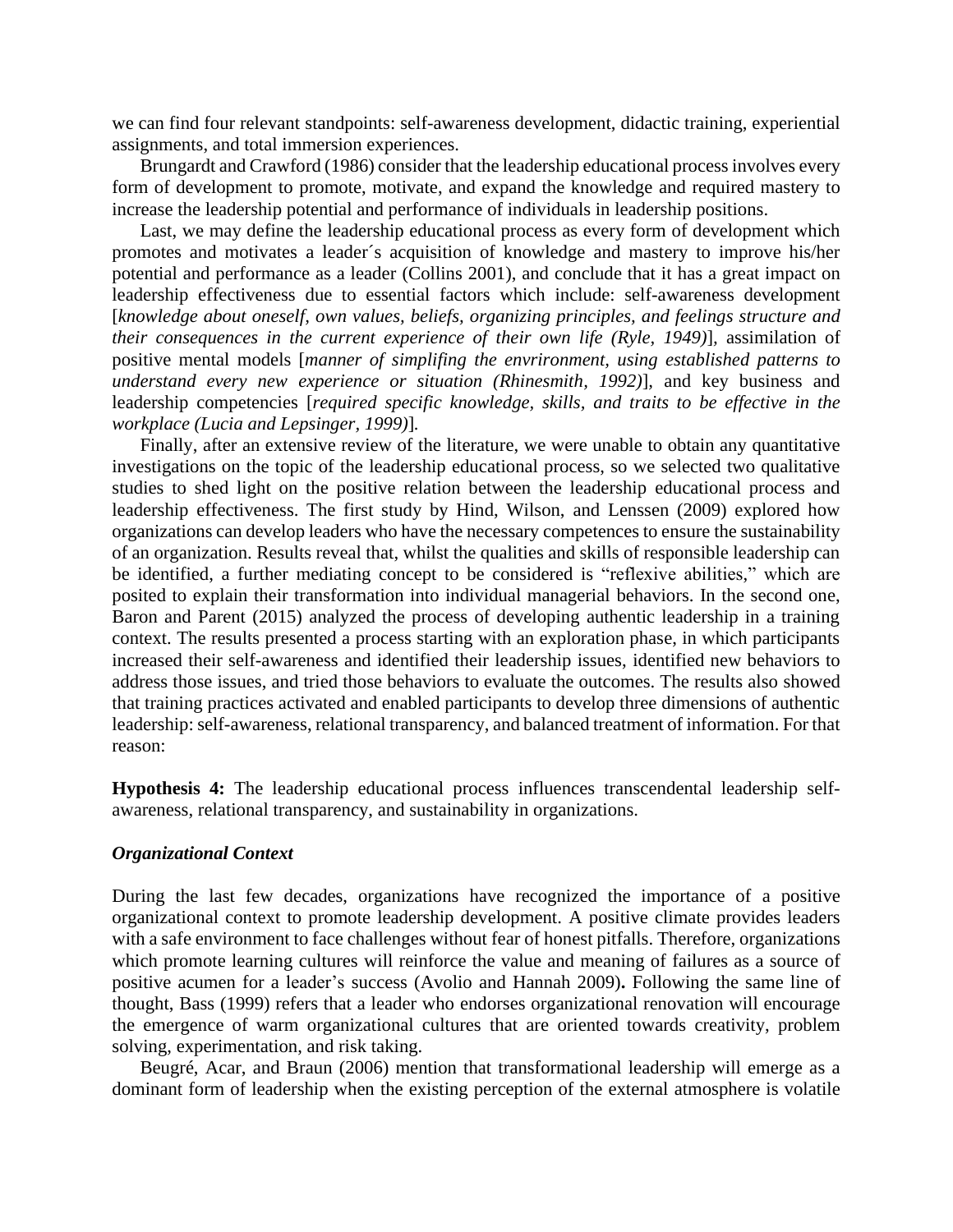we can find four relevant standpoints: self-awareness development, didactic training, experiential assignments, and total immersion experiences.

Brungardt and Crawford (1986) consider that the leadership educational process involves every form of development to promote, motivate, and expand the knowledge and required mastery to increase the leadership potential and performance of individuals in leadership positions.

Last, we may define the leadership educational process as every form of development which promotes and motivates a leader´s acquisition of knowledge and mastery to improve his/her potential and performance as a leader (Collins 2001), and conclude that it has a great impact on leadership effectiveness due to essential factors which include: self-awareness development [*knowledge about oneself, own values, beliefs, organizing principles, and feelings structure and their consequences in the current experience of their own life (Ryle, 1949)*], assimilation of positive mental models [*manner of simplifing the envrironment, using established patterns to understand every new experience or situation (Rhinesmith, 1992)*], and key business and leadership competencies [*required specific knowledge, skills, and traits to be effective in the workplace (Lucia and Lepsinger, 1999)*].

Finally, after an extensive review of the literature, we were unable to obtain any quantitative investigations on the topic of the leadership educational process, so we selected two qualitative studies to shed light on the positive relation between the leadership educational process and leadership effectiveness. The first study by Hind, Wilson, and Lenssen (2009) explored how organizations can develop leaders who have the necessary competences to ensure the sustainability of an organization. Results reveal that, whilst the qualities and skills of responsible leadership can be identified, a further mediating concept to be considered is "reflexive abilities," which are posited to explain their transformation into individual managerial behaviors. In the second one, Baron and Parent (2015) analyzed the process of developing authentic leadership in a training context. The results presented a process starting with an exploration phase, in which participants increased their self-awareness and identified their leadership issues, identified new behaviors to address those issues, and tried those behaviors to evaluate the outcomes. The results also showed that training practices activated and enabled participants to develop three dimensions of authentic leadership: self-awareness, relational transparency, and balanced treatment of information. For that reason:

**Hypothesis 4:** The leadership educational process influences transcendental leadership self-awareness, relational transparency, and sustainability in organizations.

### *Organizational Context*

During the last few decades, organizations have recognized the importance of a positive organizational context to promote leadership development. A positive climate provides leaders with a safe environment to face challenges without fear of honest pitfalls. Therefore, organizations which promote learning cultures will reinforce the value and meaning of failures as a source of positive acumen for a leader's success (Avolio and Hannah 2009)**.** Following the same line of thought, Bass (1999) refers that a leader who endorses organizational renovation will encourage the emergence of warm organizational cultures that are oriented towards creativity, problem solving, experimentation, and risk taking.

Beugré, Acar, and Braun (2006) mention that transformational leadership will emerge as a dominant form of leadership when the existing perception of the external atmosphere is volatile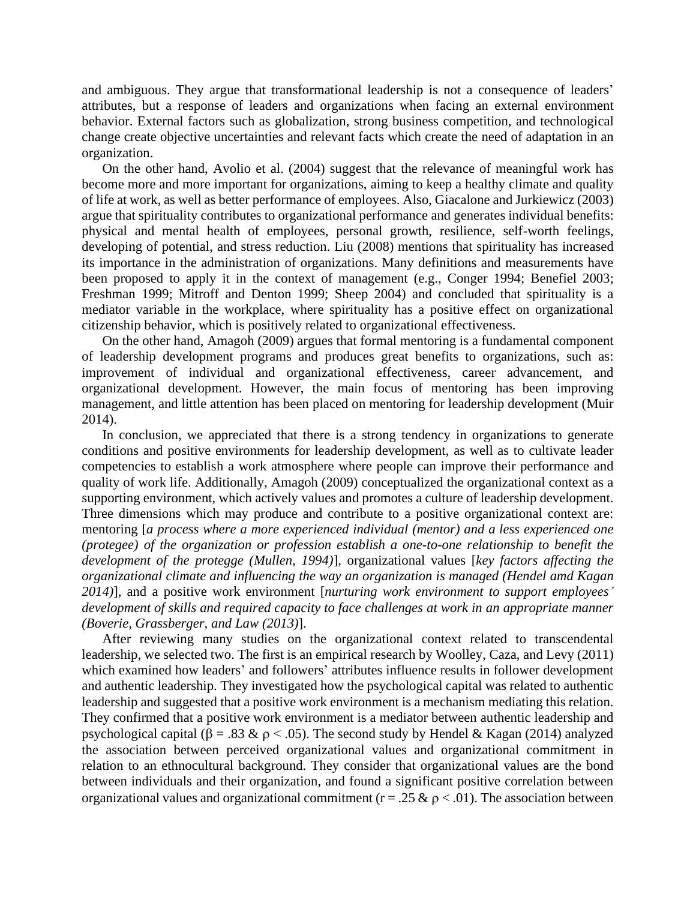and ambiguous. They argue that transformational leadership is not a consequence of leaders' attributes, but a response of leaders and organizations when facing an external environment behavior. External factors such as globalization, strong business competition, and technological change create objective uncertainties and relevant facts which create the need of adaptation in an organization.

On the other hand, Avolio et al. (2004) suggest that the relevance of meaningful work has become more and more important for organizations, aiming to keep a healthy climate and quality of life at work, as well as better performance of employees. Also, Giacalone and Jurkiewicz (2003) argue that spirituality contributes to organizational performance and generates individual benefits: physical and mental health of employees, personal growth, resilience, self-worth feelings, developing of potential, and stress reduction. Liu (2008) mentions that spirituality has increased its importance in the administration of organizations. Many definitions and measurements have been proposed to apply it in the context of management (e.g., Conger 1994; Benefiel 2003; Freshman 1999; Mitroff and Denton 1999; Sheep 2004) and concluded that spirituality is a mediator variable in the workplace, where spirituality has a positive effect on organizational citizenship behavior, which is positively related to organizational effectiveness.

On the other hand, Amagoh (2009) argues that formal mentoring is a fundamental component of leadership development programs and produces great benefits to organizations, such as: improvement of individual and organizational effectiveness, career advancement, and organizational development. However, the main focus of mentoring has been improving management, and little attention has been placed on mentoring for leadership development (Muir 2014).

In conclusion, we appreciated that there is a strong tendency in organizations to generate conditions and positive environments for leadership development, as well as to cultivate leader competencies to establish a work atmosphere where people can improve their performance and quality of work life. Additionally, Amagoh (2009) conceptualized the organizational context as a supporting environment, which actively values and promotes a culture of leadership development. Three dimensions which may produce and contribute to a positive organizational context are: mentoring [*a process where a more experienced individual (mentor) and a less experienced one (protegee) of the organization or profession establish a one-to-one relationship to benefit the development of the protegge (Mullen, 1994)*], organizational values [*key factors affecting the organizational climate and influencing the way an organization is managed (Hendel amd Kagan 2014)*], and a positive work environment [*nurturing work environment to support employees' development of skills and required capacity to face challenges at work in an appropriate manner (Boverie, Grassberger, and Law (2013)*].

After reviewing many studies on the organizational context related to transcendental leadership, we selected two. The first is an empirical research by Woolley, Caza, and Levy (2011) which examined how leaders' and followers' attributes influence results in follower development and authentic leadership. They investigated how the psychological capital was related to authentic leadership and suggested that a positive work environment is a mechanism mediating this relation. They confirmed that a positive work environment is a mediator between authentic leadership and psychological capital ($\beta = .83$ & $\rho < .05$). The second study by Hendel & Kagan (2014) analyzed the association between perceived organizational values and organizational commitment in relation to an ethnocultural background. They consider that organizational values are the bond between individuals and their organization, and found a significant positive correlation between organizational values and organizational commitment ($r = .25$ & $\rho < .01$). The association between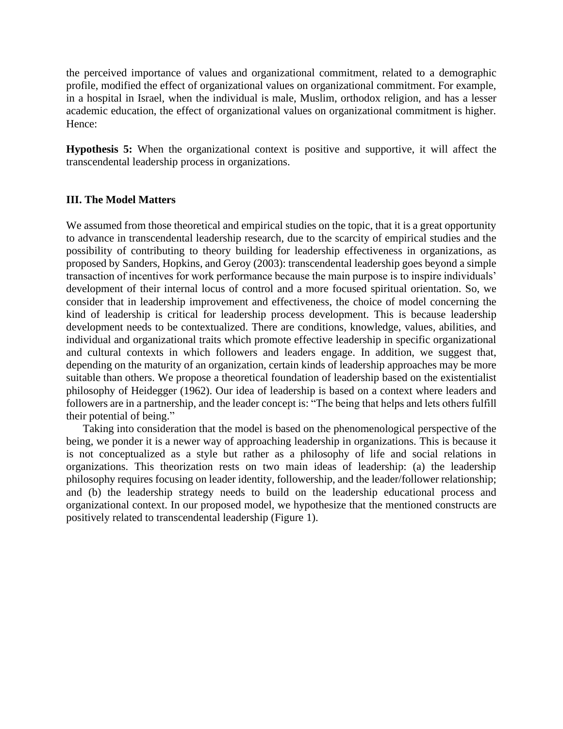the perceived importance of values and organizational commitment, related to a demographic profile, modified the effect of organizational values on organizational commitment. For example, in a hospital in Israel, when the individual is male, Muslim, orthodox religion, and has a lesser academic education, the effect of organizational values on organizational commitment is higher. Hence:

**Hypothesis 5:** When the organizational context is positive and supportive, it will affect the transcendental leadership process in organizations.

## III. The Model Matters

We assumed from those theoretical and empirical studies on the topic, that it is a great opportunity to advance in transcendental leadership research, due to the scarcity of empirical studies and the possibility of contributing to theory building for leadership effectiveness in organizations, as proposed by Sanders, Hopkins, and Geroy (2003): transcendental leadership goes beyond a simple transaction of incentives for work performance because the main purpose is to inspire individuals' development of their internal locus of control and a more focused spiritual orientation. So, we consider that in leadership improvement and effectiveness, the choice of model concerning the kind of leadership is critical for leadership process development. This is because leadership development needs to be contextualized. There are conditions, knowledge, values, abilities, and individual and organizational traits which promote effective leadership in specific organizational and cultural contexts in which followers and leaders engage. In addition, we suggest that, depending on the maturity of an organization, certain kinds of leadership approaches may be more suitable than others. We propose a theoretical foundation of leadership based on the existentialist philosophy of Heidegger (1962). Our idea of leadership is based on a context where leaders and followers are in a partnership, and the leader concept is: "The being that helps and lets others fulfill their potential of being."

Taking into consideration that the model is based on the phenomenological perspective of the being, we ponder it is a newer way of approaching leadership in organizations. This is because it is not conceptualized as a style but rather as a philosophy of life and social relations in organizations. This theorization rests on two main ideas of leadership: (a) the leadership philosophy requires focusing on leader identity, followership, and the leader/follower relationship; and (b) the leadership strategy needs to build on the leadership educational process and organizational context. In our proposed model, we hypothesize that the mentioned constructs are positively related to transcendental leadership (Figure 1).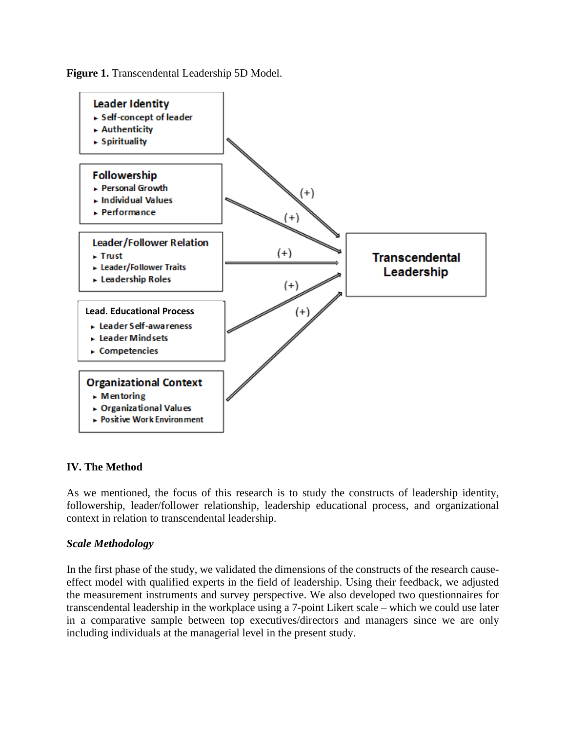**Figure 1.** Transcendental Leadership 5D Model.

Leader Identity
- Self-concept of leader
- Authenticity
- Spirituality

Followership
- Personal Growth
- Individual Values
- Performance

Leader/Follower Relation
- Trust
- Leader/Follower Traits
- Leadership Roles

Lead. Educational Process
- Leader Self-awareness
- Leader Mindsets
- Competencies

Organizational Context
- Mentoring
- Organizational Values
- Positive Work Environment

(+)
(+)
(+)
(+)
(+)

Transcendental Leadership

## IV. The Method

As we mentioned, the focus of this research is to study the constructs of leadership identity, followership, leader/follower relationship, leadership educational process, and organizational context in relation to transcendental leadership.

### *Scale Methodology*

In the first phase of the study, we validated the dimensions of the constructs of the research cause-effect model with qualified experts in the field of leadership. Using their feedback, we adjusted the measurement instruments and survey perspective. We also developed two questionnaires for transcendental leadership in the workplace using a 7-point Likert scale – which we could use later in a comparative sample between top executives/directors and managers since we are only including individuals at the managerial level in the present study.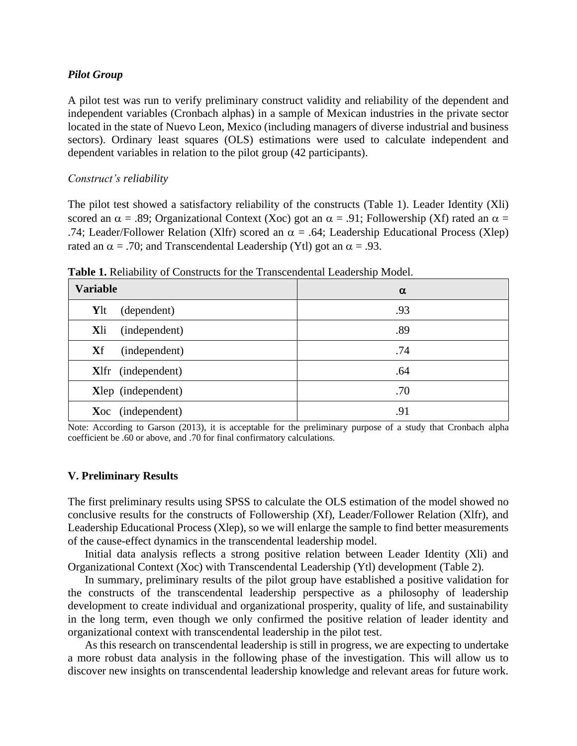### *Pilot Group*

A pilot test was run to verify preliminary construct validity and reliability of the dependent and independent variables (Cronbach alphas) in a sample of Mexican industries in the private sector located in the state of Nuevo Leon, Mexico (including managers of diverse industrial and business sectors). Ordinary least squares (OLS) estimations were used to calculate independent and dependent variables in relation to the pilot group (42 participants).

*Construct's reliability*

The pilot test showed a satisfactory reliability of the constructs (Table 1). Leader Identity (Xli) scored an $\alpha = .89$; Organizational Context (Xoc) got an $\alpha = .91$; Followership (Xf) rated an $\alpha = .74$; Leader/Follower Relation (Xlfr) scored an $\alpha = .64$; Leadership Educational Process (Xlep) rated an $\alpha = .70$; and Transcendental Leadership (Ytl) got an $\alpha = .93$.

**Table 1.** Reliability of Constructs for the Transcendental Leadership Model.

| Variable | $\alpha$ |
|---|---|
| **Y**lt (dependent) | .93 |
| **X**li (independent) | .89 |
| **X**f (independent) | .74 |
| **X**lfr (independent) | .64 |
| **X**lep (independent) | .70 |
| **X**oc (independent) | .91 |

Note: According to Garson (2013), it is acceptable for the preliminary purpose of a study that Cronbach alpha coefficient be .60 or above, and .70 for final confirmatory calculations.

## V. Preliminary Results

The first preliminary results using SPSS to calculate the OLS estimation of the model showed no conclusive results for the constructs of Followership (Xf), Leader/Follower Relation (Xlfr), and Leadership Educational Process (Xlep), so we will enlarge the sample to find better measurements of the cause-effect dynamics in the transcendental leadership model.

Initial data analysis reflects a strong positive relation between Leader Identity (Xli) and Organizational Context (Xoc) with Transcendental Leadership (Ytl) development (Table 2).

In summary, preliminary results of the pilot group have established a positive validation for the constructs of the transcendental leadership perspective as a philosophy of leadership development to create individual and organizational prosperity, quality of life, and sustainability in the long term, even though we only confirmed the positive relation of leader identity and organizational context with transcendental leadership in the pilot test.

As this research on transcendental leadership is still in progress, we are expecting to undertake a more robust data analysis in the following phase of the investigation. This will allow us to discover new insights on transcendental leadership knowledge and relevant areas for future work.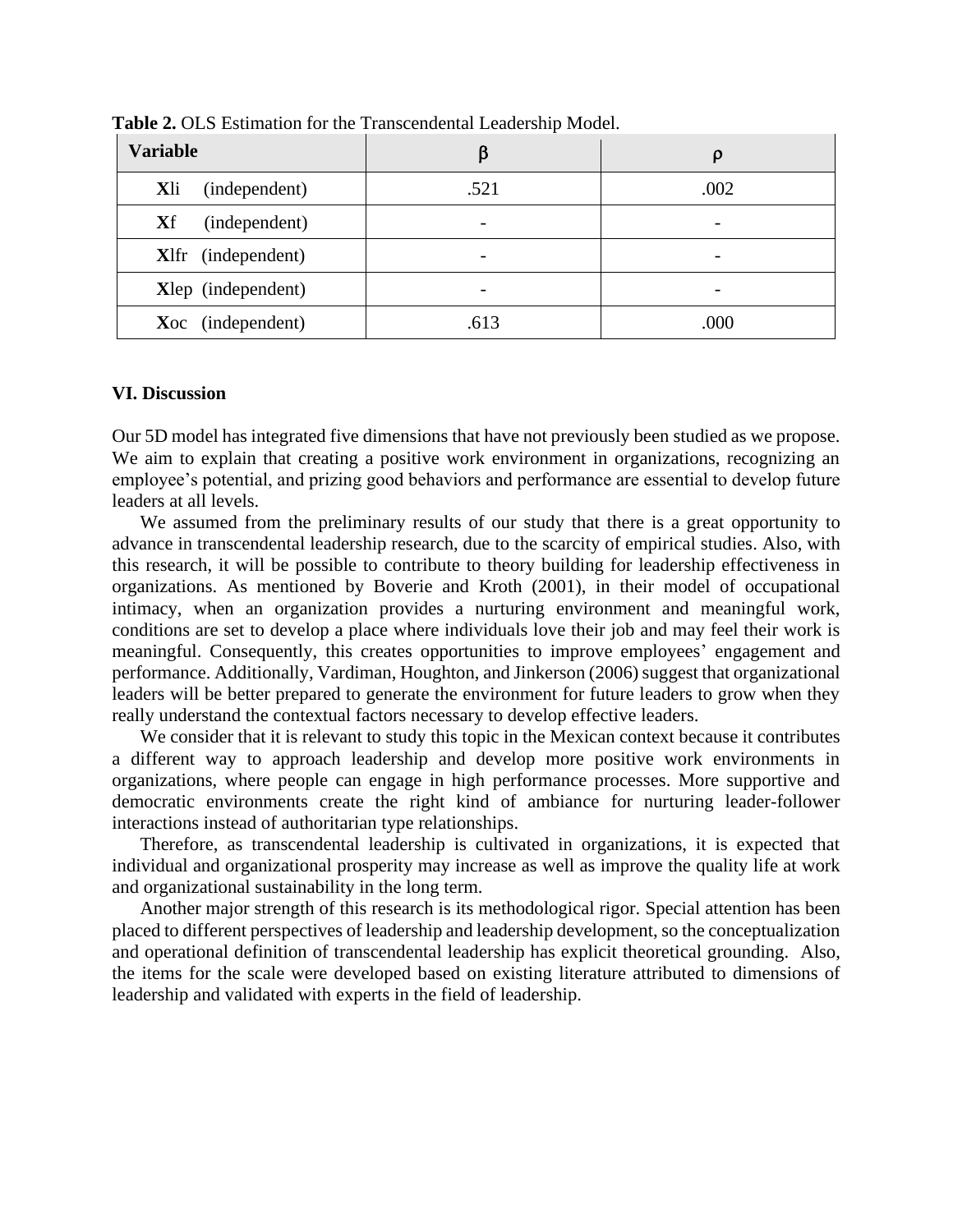**Table 2.** OLS Estimation for the Transcendental Leadership Model.

| Variable | β | ρ |
| --- | --- | --- |
| **X**li (independent) | .521 | .002 |
| **X**f (independent) | - | - |
| **X**lfr (independent) | - | - |
| **X**lep (independent) | - | - |
| **X**oc (independent) | .613 | .000 |

### VI. Discussion

Our 5D model has integrated five dimensions that have not previously been studied as we propose. We aim to explain that creating a positive work environment in organizations, recognizing an employee's potential, and prizing good behaviors and performance are essential to develop future leaders at all levels.

We assumed from the preliminary results of our study that there is a great opportunity to advance in transcendental leadership research, due to the scarcity of empirical studies. Also, with this research, it will be possible to contribute to theory building for leadership effectiveness in organizations. As mentioned by Boverie and Kroth (2001), in their model of occupational intimacy, when an organization provides a nurturing environment and meaningful work, conditions are set to develop a place where individuals love their job and may feel their work is meaningful. Consequently, this creates opportunities to improve employees' engagement and performance. Additionally, Vardiman, Houghton, and Jinkerson (2006) suggest that organizational leaders will be better prepared to generate the environment for future leaders to grow when they really understand the contextual factors necessary to develop effective leaders.

We consider that it is relevant to study this topic in the Mexican context because it contributes a different way to approach leadership and develop more positive work environments in organizations, where people can engage in high performance processes. More supportive and democratic environments create the right kind of ambiance for nurturing leader-follower interactions instead of authoritarian type relationships.

Therefore, as transcendental leadership is cultivated in organizations, it is expected that individual and organizational prosperity may increase as well as improve the quality life at work and organizational sustainability in the long term.

Another major strength of this research is its methodological rigor. Special attention has been placed to different perspectives of leadership and leadership development, so the conceptualization and operational definition of transcendental leadership has explicit theoretical grounding. Also, the items for the scale were developed based on existing literature attributed to dimensions of leadership and validated with experts in the field of leadership.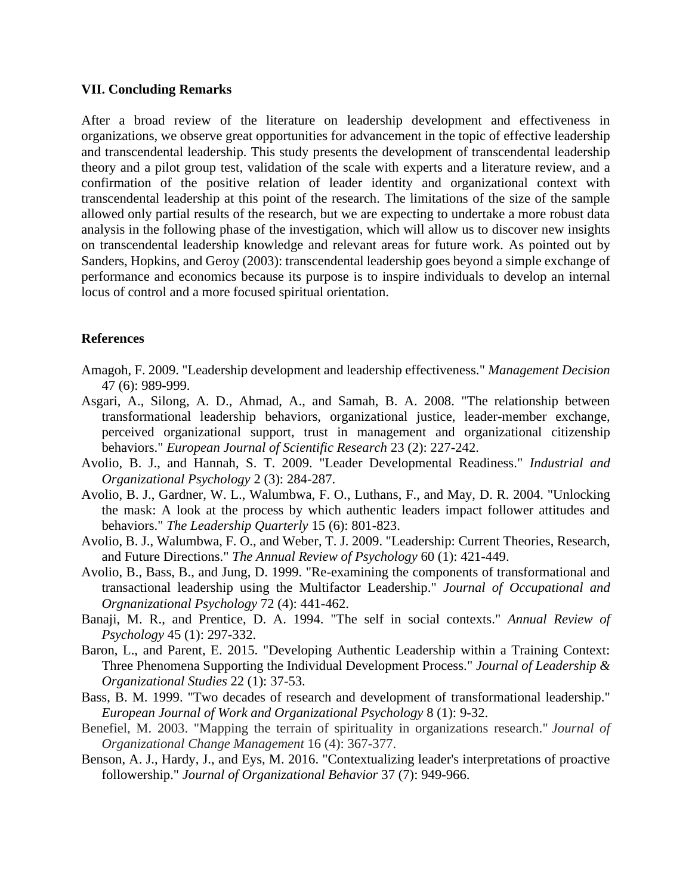### VII. Concluding Remarks

After a broad review of the literature on leadership development and effectiveness in organizations, we observe great opportunities for advancement in the topic of effective leadership and transcendental leadership. This study presents the development of transcendental leadership theory and a pilot group test, validation of the scale with experts and a literature review, and a confirmation of the positive relation of leader identity and organizational context with transcendental leadership at this point of the research. The limitations of the size of the sample allowed only partial results of the research, but we are expecting to undertake a more robust data analysis in the following phase of the investigation, which will allow us to discover new insights on transcendental leadership knowledge and relevant areas for future work. As pointed out by Sanders, Hopkins, and Geroy (2003): transcendental leadership goes beyond a simple exchange of performance and economics because its purpose is to inspire individuals to develop an internal locus of control and a more focused spiritual orientation.

### References

Amagoh, F. 2009. "Leadership development and leadership effectiveness." *Management Decision* 47 (6): 989-999.

Asgari, A., Silong, A. D., Ahmad, A., and Samah, B. A. 2008. "The relationship between transformational leadership behaviors, organizational justice, leader-member exchange, perceived organizational support, trust in management and organizational citizenship behaviors." *European Journal of Scientific Research* 23 (2): 227-242.

Avolio, B. J., and Hannah, S. T. 2009. "Leader Developmental Readiness." *Industrial and Organizational Psychology* 2 (3): 284-287.

Avolio, B. J., Gardner, W. L., Walumbwa, F. O., Luthans, F., and May, D. R. 2004. "Unlocking the mask: A look at the process by which authentic leaders impact follower attitudes and behaviors." *The Leadership Quarterly* 15 (6): 801-823.

Avolio, B. J., Walumbwa, F. O., and Weber, T. J. 2009. "Leadership: Current Theories, Research, and Future Directions." *The Annual Review of Psychology* 60 (1): 421-449.

Avolio, B., Bass, B., and Jung, D. 1999. "Re-examining the components of transformational and transactional leadership using the Multifactor Leadership." *Journal of Occupational and Orgnanizational Psychology* 72 (4): 441-462.

Banaji, M. R., and Prentice, D. A. 1994. "The self in social contexts." *Annual Review of Psychology* 45 (1): 297-332.

Baron, L., and Parent, E. 2015. "Developing Authentic Leadership within a Training Context: Three Phenomena Supporting the Individual Development Process." *Journal of Leadership & Organizational Studies* 22 (1): 37-53.

Bass, B. M. 1999. "Two decades of research and development of transformational leadership." *European Journal of Work and Organizational Psychology* 8 (1): 9-32.

Benefiel, M. 2003. "Mapping the terrain of spirituality in organizations research." *Journal of Organizational Change Management* 16 (4): 367-377.

Benson, A. J., Hardy, J., and Eys, M. 2016. "Contextualizing leader's interpretations of proactive followership." *Journal of Organizational Behavior* 37 (7): 949-966.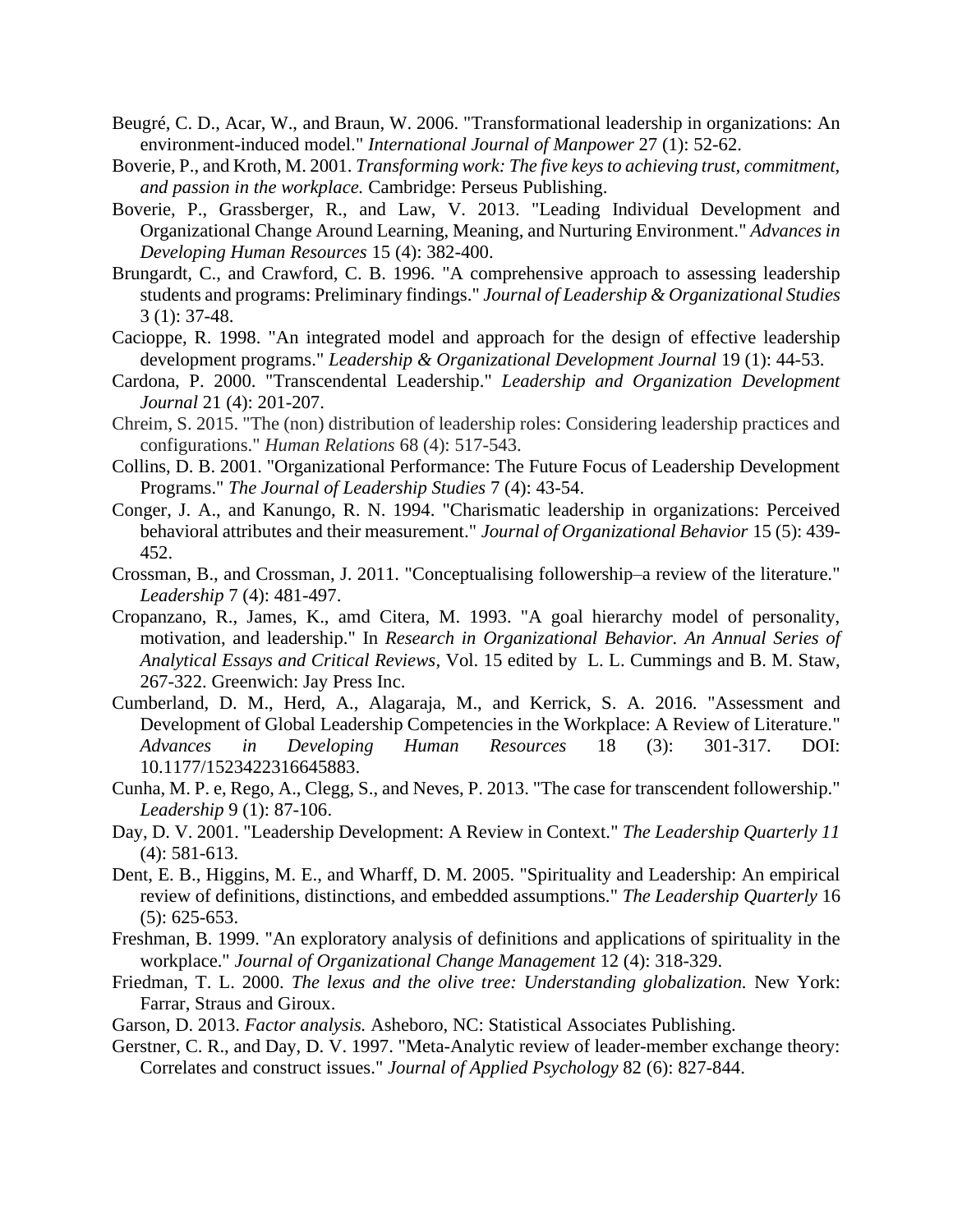Beugré, C. D., Acar, W., and Braun, W. 2006. "Transformational leadership in organizations: An environment-induced model." *International Journal of Manpower* 27 (1): 52-62.

Boverie, P., and Kroth, M. 2001. *Transforming work: The five keys to achieving trust, commitment, and passion in the workplace.* Cambridge: Perseus Publishing.

Boverie, P., Grassberger, R., and Law, V. 2013. "Leading Individual Development and Organizational Change Around Learning, Meaning, and Nurturing Environment." *Advances in Developing Human Resources* 15 (4): 382-400.

Brungardt, C., and Crawford, C. B. 1996. "A comprehensive approach to assessing leadership students and programs: Preliminary findings." *Journal of Leadership & Organizational Studies* 3 (1): 37-48.

Cacioppe, R. 1998. "An integrated model and approach for the design of effective leadership development programs." *Leadership & Organizational Development Journal* 19 (1): 44-53.

Cardona, P. 2000. "Transcendental Leadership." *Leadership and Organization Development Journal* 21 (4): 201-207.

Chreim, S. 2015. "The (non) distribution of leadership roles: Considering leadership practices and configurations." *Human Relations* 68 (4): 517-543.

Collins, D. B. 2001. "Organizational Performance: The Future Focus of Leadership Development Programs." *The Journal of Leadership Studies* 7 (4): 43-54.

Conger, J. A., and Kanungo, R. N. 1994. "Charismatic leadership in organizations: Perceived behavioral attributes and their measurement." *Journal of Organizational Behavior* 15 (5): 439-452.

Crossman, B., and Crossman, J. 2011. "Conceptualising followership–a review of the literature." *Leadership* 7 (4): 481-497.

Cropanzano, R., James, K., amd Citera, M. 1993. "A goal hierarchy model of personality, motivation, and leadership." In *Research in Organizational Behavior. An Annual Series of Analytical Essays and Critical Reviews*, Vol. 15 edited by L. L. Cummings and B. M. Staw, 267-322. Greenwich: Jay Press Inc.

Cumberland, D. M., Herd, A., Alagaraja, M., and Kerrick, S. A. 2016. "Assessment and Development of Global Leadership Competencies in the Workplace: A Review of Literature." *Advances in Developing Human Resources* 18 (3): 301-317. DOI: 10.1177/1523422316645883.

Cunha, M. P. e, Rego, A., Clegg, S., and Neves, P. 2013. "The case for transcendent followership." *Leadership* 9 (1): 87-106.

Day, D. V. 2001. "Leadership Development: A Review in Context." *The Leadership Quarterly 11* (4): 581-613.

Dent, E. B., Higgins, M. E., and Wharff, D. M. 2005. "Spirituality and Leadership: An empirical review of definitions, distinctions, and embedded assumptions." *The Leadership Quarterly* 16 (5): 625-653.

Freshman, B. 1999. "An exploratory analysis of definitions and applications of spirituality in the workplace." *Journal of Organizational Change Management* 12 (4): 318-329.

Friedman, T. L. 2000. *The lexus and the olive tree: Understanding globalization.* New York: Farrar, Straus and Giroux.

Garson, D. 2013. *Factor analysis.* Asheboro, NC: Statistical Associates Publishing.

Gerstner, C. R., and Day, D. V. 1997. "Meta-Analytic review of leader-member exchange theory: Correlates and construct issues." *Journal of Applied Psychology* 82 (6): 827-844.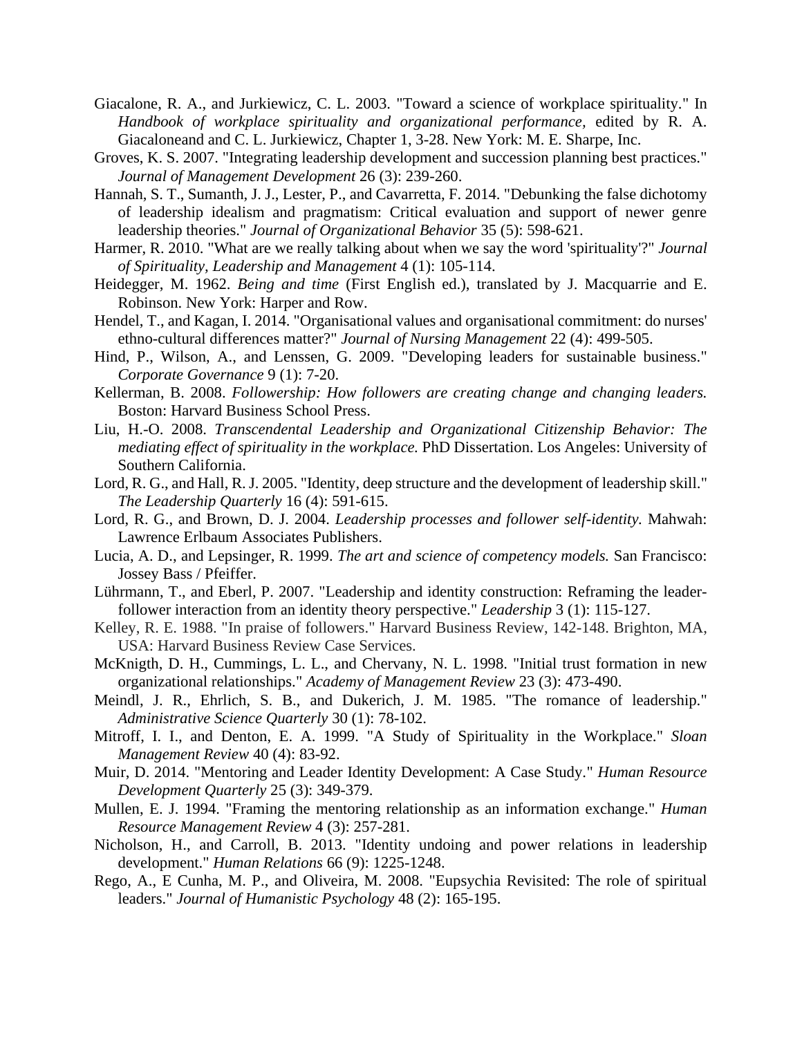Giacalone, R. A., and Jurkiewicz, C. L. 2003. "Toward a science of workplace spirituality." In *Handbook of workplace spirituality and organizational performance*, edited by R. A. Giacaloneand and C. L. Jurkiewicz, Chapter 1, 3-28. New York: M. E. Sharpe, Inc.

Groves, K. S. 2007. "Integrating leadership development and succession planning best practices." *Journal of Management Development* 26 (3): 239-260.

Hannah, S. T., Sumanth, J. J., Lester, P., and Cavarretta, F. 2014. "Debunking the false dichotomy of leadership idealism and pragmatism: Critical evaluation and support of newer genre leadership theories." *Journal of Organizational Behavior* 35 (5): 598-621.

Harmer, R. 2010. "What are we really talking about when we say the word 'spirituality'?" *Journal of Spirituality, Leadership and Management* 4 (1): 105-114.

Heidegger, M. 1962. *Being and time* (First English ed.), translated by J. Macquarrie and E. Robinson. New York: Harper and Row.

Hendel, T., and Kagan, I. 2014. "Organisational values and organisational commitment: do nurses' ethno-cultural differences matter?" *Journal of Nursing Management* 22 (4): 499-505.

Hind, P., Wilson, A., and Lenssen, G. 2009. "Developing leaders for sustainable business." *Corporate Governance* 9 (1): 7-20.

Kellerman, B. 2008. *Followership: How followers are creating change and changing leaders.* Boston: Harvard Business School Press.

Liu, H.-O. 2008. *Transcendental Leadership and Organizational Citizenship Behavior: The mediating effect of spirituality in the workplace.* PhD Dissertation. Los Angeles: University of Southern California.

Lord, R. G., and Hall, R. J. 2005. "Identity, deep structure and the development of leadership skill." *The Leadership Quarterly* 16 (4): 591-615.

Lord, R. G., and Brown, D. J. 2004. *Leadership processes and follower self-identity.* Mahwah: Lawrence Erlbaum Associates Publishers.

Lucia, A. D., and Lepsinger, R. 1999. *The art and science of competency models.* San Francisco: Jossey Bass / Pfeiffer.

Lührmann, T., and Eberl, P. 2007. "Leadership and identity construction: Reframing the leader-follower interaction from an identity theory perspective." *Leadership* 3 (1): 115-127.

Kelley, R. E. 1988. "In praise of followers." Harvard Business Review, 142-148. Brighton, MA, USA: Harvard Business Review Case Services.

McKnigth, D. H., Cummings, L. L., and Chervany, N. L. 1998. "Initial trust formation in new organizational relationships." *Academy of Management Review* 23 (3): 473-490.

Meindl, J. R., Ehrlich, S. B., and Dukerich, J. M. 1985. "The romance of leadership." *Administrative Science Quarterly* 30 (1): 78-102.

Mitroff, I. I., and Denton, E. A. 1999. "A Study of Spirituality in the Workplace." *Sloan Management Review* 40 (4): 83-92.

Muir, D. 2014. "Mentoring and Leader Identity Development: A Case Study." *Human Resource Development Quarterly* 25 (3): 349-379.

Mullen, E. J. 1994. "Framing the mentoring relationship as an information exchange." *Human Resource Management Review* 4 (3): 257-281.

Nicholson, H., and Carroll, B. 2013. "Identity undoing and power relations in leadership development." *Human Relations* 66 (9): 1225-1248.

Rego, A., E Cunha, M. P., and Oliveira, M. 2008. "Eupsychia Revisited: The role of spiritual leaders." *Journal of Humanistic Psychology* 48 (2): 165-195.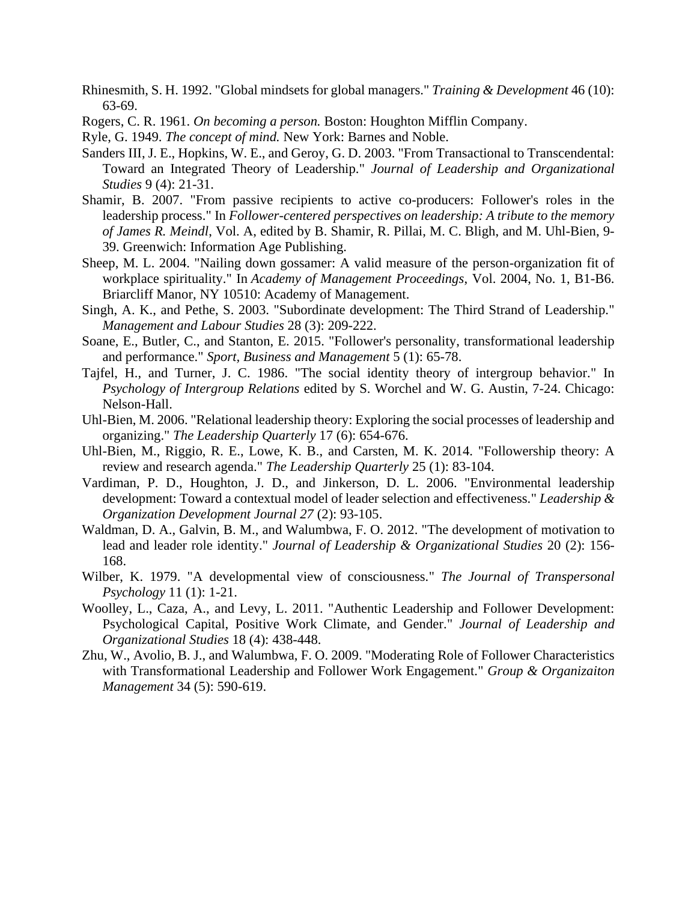Rhinesmith, S. H. 1992. "Global mindsets for global managers." *Training & Development* 46 (10): 63-69.

Rogers, C. R. 1961. *On becoming a person.* Boston: Houghton Mifflin Company.

Ryle, G. 1949. *The concept of mind.* New York: Barnes and Noble.

Sanders III, J. E., Hopkins, W. E., and Geroy, G. D. 2003. "From Transactional to Transcendental: Toward an Integrated Theory of Leadership." *Journal of Leadership and Organizational Studies* 9 (4): 21-31.

Shamir, B. 2007. "From passive recipients to active co-producers: Follower's roles in the leadership process." In *Follower-centered perspectives on leadership: A tribute to the memory of James R. Meindl*, Vol. A, edited by B. Shamir, R. Pillai, M. C. Bligh, and M. Uhl-Bien, 9-39. Greenwich: Information Age Publishing.

Sheep, M. L. 2004. "Nailing down gossamer: A valid measure of the person-organization fit of workplace spirituality." In *Academy of Management Proceedings*, Vol. 2004, No. 1, B1-B6. Briarcliff Manor, NY 10510: Academy of Management.

Singh, A. K., and Pethe, S. 2003. "Subordinate development: The Third Strand of Leadership." *Management and Labour Studies* 28 (3): 209-222.

Soane, E., Butler, C., and Stanton, E. 2015. "Follower's personality, transformational leadership and performance." *Sport, Business and Management* 5 (1): 65-78.

Tajfel, H., and Turner, J. C. 1986. "The social identity theory of intergroup behavior." In *Psychology of Intergroup Relations* edited by S. Worchel and W. G. Austin, 7-24. Chicago: Nelson-Hall.

Uhl-Bien, M. 2006. "Relational leadership theory: Exploring the social processes of leadership and organizing." *The Leadership Quarterly* 17 (6): 654-676.

Uhl-Bien, M., Riggio, R. E., Lowe, K. B., and Carsten, M. K. 2014. "Followership theory: A review and research agenda." *The Leadership Quarterly* 25 (1): 83-104.

Vardiman, P. D., Houghton, J. D., and Jinkerson, D. L. 2006. "Environmental leadership development: Toward a contextual model of leader selection and effectiveness." *Leadership & Organization Development Journal 27* (2): 93-105.

Waldman, D. A., Galvin, B. M., and Walumbwa, F. O. 2012. "The development of motivation to lead and leader role identity." *Journal of Leadership & Organizational Studies* 20 (2): 156-168.

Wilber, K. 1979. "A developmental view of consciousness." *The Journal of Transpersonal Psychology* 11 (1): 1-21.

Woolley, L., Caza, A., and Levy, L. 2011. "Authentic Leadership and Follower Development: Psychological Capital, Positive Work Climate, and Gender." *Journal of Leadership and Organizational Studies* 18 (4): 438-448.

Zhu, W., Avolio, B. J., and Walumbwa, F. O. 2009. "Moderating Role of Follower Characteristics with Transformational Leadership and Follower Work Engagement." *Group & Organizaiton Management* 34 (5): 590-619.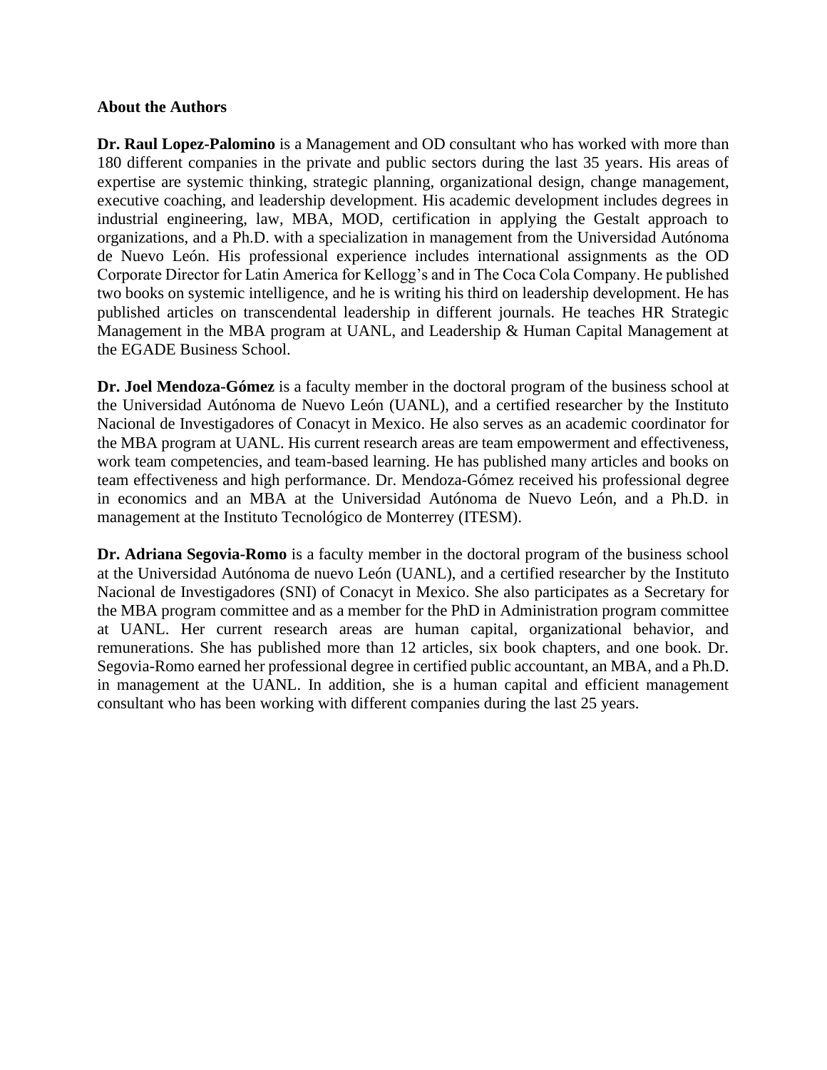**About the Authors**

**Dr. Raul Lopez-Palomino** is a Management and OD consultant who has worked with more than 180 different companies in the private and public sectors during the last 35 years. His areas of expertise are systemic thinking, strategic planning, organizational design, change management, executive coaching, and leadership development. His academic development includes degrees in industrial engineering, law, MBA, MOD, certification in applying the Gestalt approach to organizations, and a Ph.D. with a specialization in management from the Universidad Autónoma de Nuevo León. His professional experience includes international assignments as the OD Corporate Director for Latin America for Kellogg's and in The Coca Cola Company. He published two books on systemic intelligence, and he is writing his third on leadership development. He has published articles on transcendental leadership in different journals. He teaches HR Strategic Management in the MBA program at UANL, and Leadership & Human Capital Management at the EGADE Business School.

**Dr. Joel Mendoza-Gómez** is a faculty member in the doctoral program of the business school at the Universidad Autónoma de Nuevo León (UANL), and a certified researcher by the Instituto Nacional de Investigadores of Conacyt in Mexico. He also serves as an academic coordinator for the MBA program at UANL. His current research areas are team empowerment and effectiveness, work team competencies, and team-based learning. He has published many articles and books on team effectiveness and high performance. Dr. Mendoza-Gómez received his professional degree in economics and an MBA at the Universidad Autónoma de Nuevo León, and a Ph.D. in management at the Instituto Tecnológico de Monterrey (ITESM).

**Dr. Adriana Segovia-Romo** is a faculty member in the doctoral program of the business school at the Universidad Autónoma de nuevo León (UANL), and a certified researcher by the Instituto Nacional de Investigadores (SNI) of Conacyt in Mexico. She also participates as a Secretary for the MBA program committee and as a member for the PhD in Administration program committee at UANL. Her current research areas are human capital, organizational behavior, and remunerations. She has published more than 12 articles, six book chapters, and one book. Dr. Segovia-Romo earned her professional degree in certified public accountant, an MBA, and a Ph.D. in management at the UANL. In addition, she is a human capital and efficient management consultant who has been working with different companies during the last 25 years.